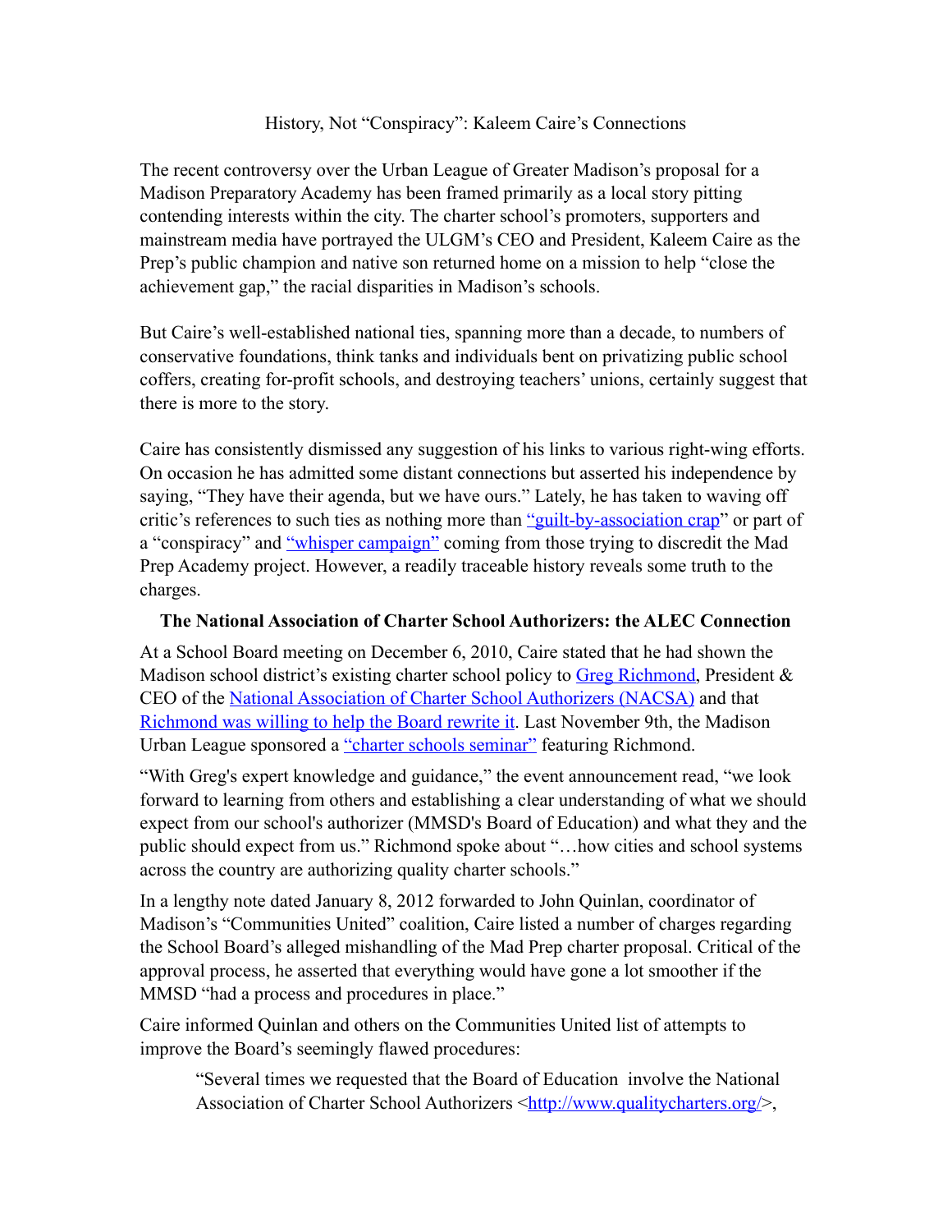# History, Not "Conspiracy": Kaleem Caire's Connections

The recent controversy over the Urban League of Greater Madison's proposal for a Madison Preparatory Academy has been framed primarily as a local story pitting contending interests within the city. The charter school's promoters, supporters and mainstream media have portrayed the ULGM's CEO and President, Kaleem Caire as the Prep's public champion and native son returned home on a mission to help "close the achievement gap," the racial disparities in Madison's schools.

But Caire's well-established national ties, spanning more than a decade, to numbers of conservative foundations, think tanks and individuals bent on privatizing public school coffers, creating for-profit schools, and destroying teachers' unions, certainly suggest that there is more to the story.

Caire has consistently dismissed any suggestion of his links to various right-wing efforts. On occasion he has admitted some distant connections but asserted his independence by saying, "They have their agenda, but we have ours." Lately, he has taken to waving off critic's references to such ties as nothing more than "guilt-by-association crap" or part of a "conspiracy" and "whisper campaign" coming from those trying to discredit the Mad Prep Academy project. However, a readily traceable history reveals some truth to the charges.

## The National Association of Charter School Authorizers: the ALEC Connection

At a School Board meeting on December 6, 2010, Caire stated that he had shown the Madison school district's existing charter school policy to Greg Richmond, President & CEO of the National Association of Charter School Authorizers (NACSA) and that Richmond was willing to help the Board rewrite it. Last November 9th, the Madison Urban League sponsored a "charter schools seminar" featuring Richmond.

"With Greg's expert knowledge and guidance," the event announcement read, "we look forward to learning from others and establishing a clear understanding of what we should expect from our school's authorizer (MMSD's Board of Education) and what they and the public should expect from us." Richmond spoke about "…how cities and school systems across the country are authorizing quality charter schools."

In a lengthy note dated January 8, 2012 forwarded to John Quinlan, coordinator of Madison's "Communities United" coalition, Caire listed a number of charges regarding the School Board's alleged mishandling of the Mad Prep charter proposal. Critical of the approval process, he asserted that everything would have gone a lot smoother if the MMSD "had a process and procedures in place."

Caire informed Quinlan and others on the Communities United list of attempts to improve the Board's seemingly flawed procedures:

> "Several times we requested that the Board of Education involve the National Association of Charter School Authorizers <http://www.qualitycharters.org/>,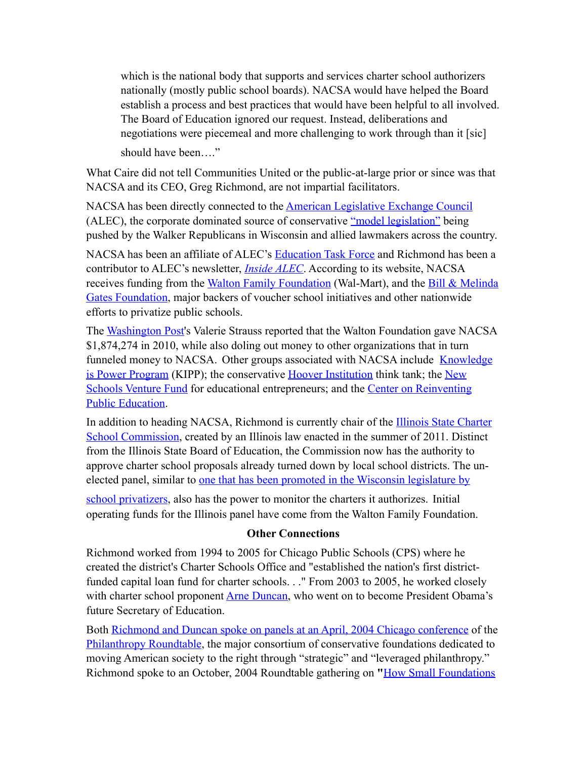> which is the national body that supports and services charter school authorizers nationally (mostly public school boards). NACSA would have helped the Board establish a process and best practices that would have been helpful to all involved. The Board of Education ignored our request. Instead, deliberations and negotiations were piecemeal and more challenging to work through than it [sic] should have been…."

What Caire did not tell Communities United or the public-at-large prior or since was that NACSA and its CEO, Greg Richmond, are not impartial facilitators.

NACSA has been directly connected to the American Legislative Exchange Council (ALEC), the corporate dominated source of conservative "model legislation" being pushed by the Walker Republicans in Wisconsin and allied lawmakers across the country.

NACSA has been an affiliate of ALEC's Education Task Force and Richmond has been a contributor to ALEC's newsletter, *Inside ALEC*. According to its website, NACSA receives funding from the Walton Family Foundation (Wal-Mart), and the Bill & Melinda Gates Foundation, major backers of voucher school initiatives and other nationwide efforts to privatize public schools.

The Washington Post's Valerie Strauss reported that the Walton Foundation gave NACSA $1,874,274 in 2010, while also doling out money to other organizations that in turn funneled money to NACSA. Other groups associated with NACSA include Knowledge is Power Program (KIPP); the conservative Hoover Institution think tank; the New Schools Venture Fund for educational entrepreneurs; and the Center on Reinventing Public Education.

In addition to heading NACSA, Richmond is currently chair of the Illinois State Charter School Commission, created by an Illinois law enacted in the summer of 2011. Distinct from the Illinois State Board of Education, the Commission now has the authority to approve charter school proposals already turned down by local school districts. The un-elected panel, similar to one that has been promoted in the Wisconsin legislature by school privatizers, also has the power to monitor the charters it authorizes. Initial operating funds for the Illinois panel have come from the Walton Family Foundation.

**Other Connections**

Richmond worked from 1994 to 2005 for Chicago Public Schools (CPS) where he created the district's Charter Schools Office and "established the nation's first district-funded capital loan fund for charter schools. . ." From 2003 to 2005, he worked closely with charter school proponent Arne Duncan, who went on to become President Obama's future Secretary of Education.

Both Richmond and Duncan spoke on panels at an April, 2004 Chicago conference of the Philanthropy Roundtable, the major consortium of conservative foundations dedicated to moving American society to the right through "strategic" and "leveraged philanthropy." Richmond spoke to an October, 2004 Roundtable gathering on **"**How Small Foundations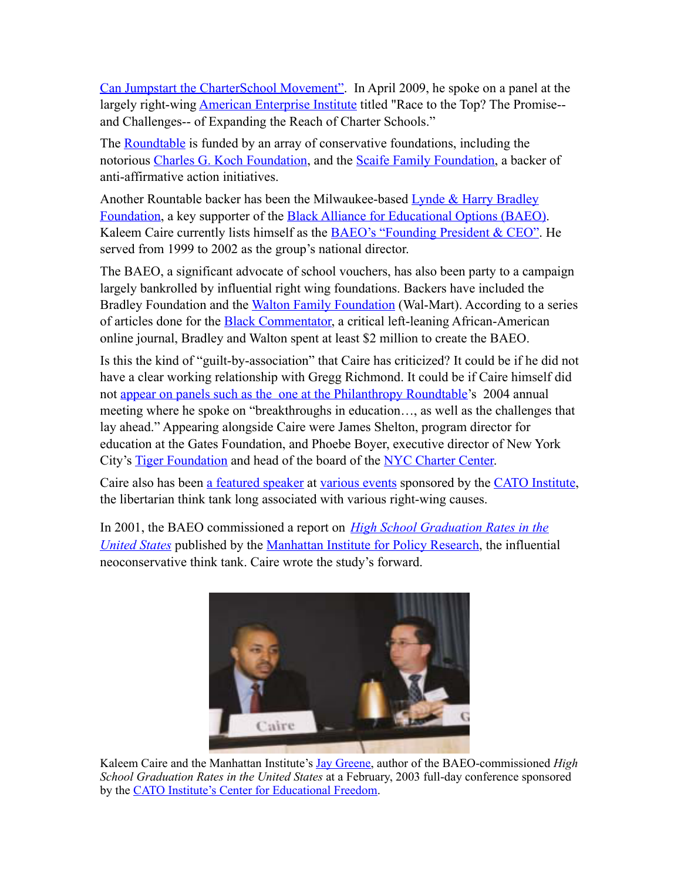Can Jumpstart the CharterSchool Movement". In April 2009, he spoke on a panel at the largely right-wing American Enterprise Institute titled "Race to the Top? The Promise-- and Challenges-- of Expanding the Reach of Charter Schools."

The Roundtable is funded by an array of conservative foundations, including the notorious Charles G. Koch Foundation, and the Scaife Family Foundation, a backer of anti-affirmative action initiatives.

Another Rountable backer has been the Milwaukee-based Lynde & Harry Bradley Foundation, a key supporter of the Black Alliance for Educational Options (BAEO). Kaleem Caire currently lists himself as the BAEO's "Founding President & CEO". He served from 1999 to 2002 as the group's national director.

The BAEO, a significant advocate of school vouchers, has also been party to a campaign largely bankrolled by influential right wing foundations. Backers have included the Bradley Foundation and the Walton Family Foundation (Wal-Mart). According to a series of articles done for the Black Commentator, a critical left-leaning African-American online journal, Bradley and Walton spent at least $2 million to create the BAEO.

Is this the kind of "guilt-by-association" that Caire has criticized? It could be if he did not have a clear working relationship with Gregg Richmond. It could be if Caire himself did not appear on panels such as the one at the Philanthropy Roundtable's 2004 annual meeting where he spoke on "breakthroughs in education…, as well as the challenges that lay ahead." Appearing alongside Caire were James Shelton, program director for education at the Gates Foundation, and Phoebe Boyer, executive director of New York City's Tiger Foundation and head of the board of the NYC Charter Center.

Caire also has been a featured speaker at various events sponsored by the CATO Institute, the libertarian think tank long associated with various right-wing causes.

In 2001, the BAEO commissioned a report on *High School Graduation Rates in the United States* published by the Manhattan Institute for Policy Research, the influential neoconservative think tank. Caire wrote the study's forward.

Kaleem Caire and the Manhattan Institute's Jay Greene, author of the BAEO-commissioned *High School Graduation Rates in the United States* at a February, 2003 full-day conference sponsored by the CATO Institute's Center for Educational Freedom.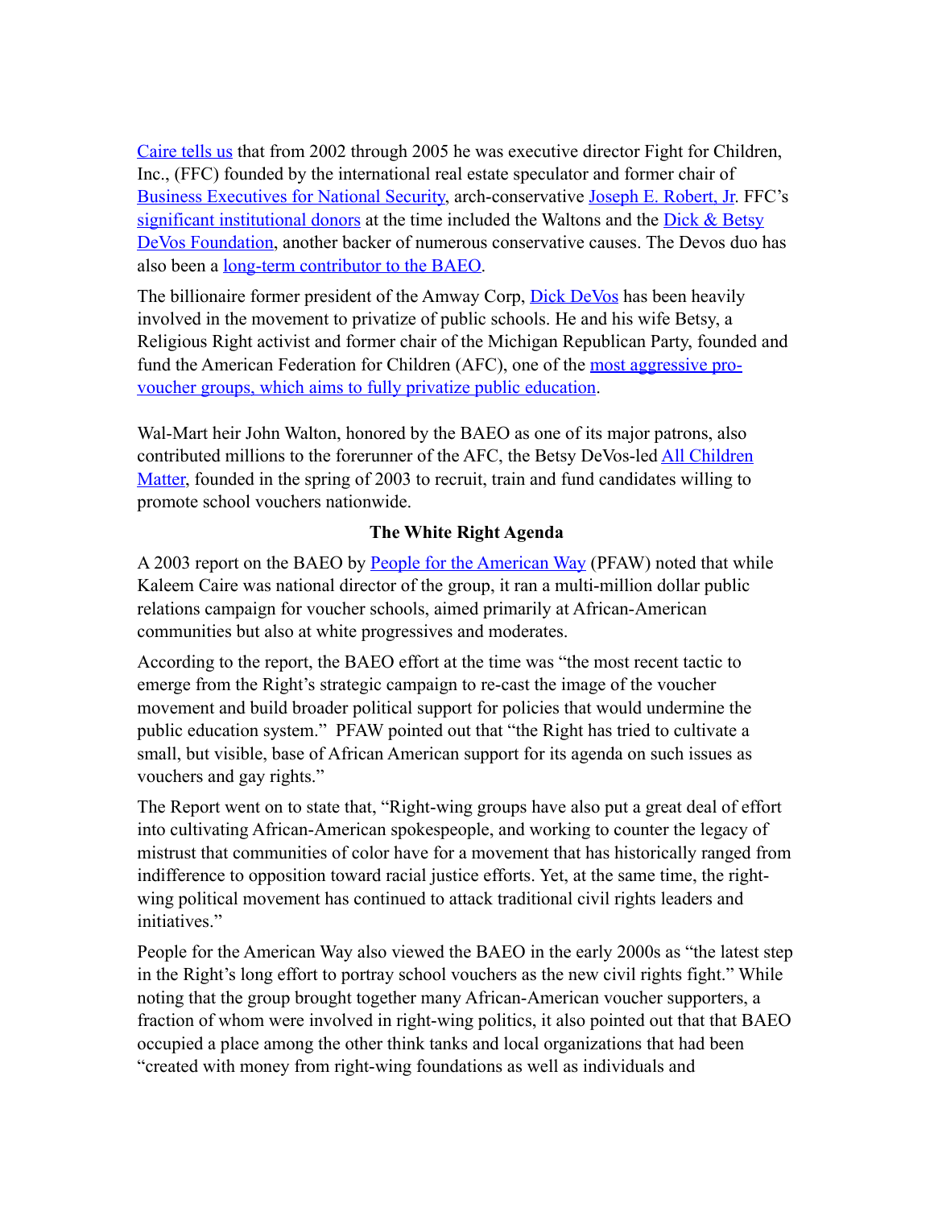Caire tells us that from 2002 through 2005 he was executive director Fight for Children, Inc., (FFC) founded by the international real estate speculator and former chair of Business Executives for National Security, arch-conservative Joseph E. Robert, Jr. FFC's significant institutional donors at the time included the Waltons and the Dick & Betsy DeVos Foundation, another backer of numerous conservative causes. The Devos duo has also been a long-term contributor to the BAEO.

The billionaire former president of the Amway Corp, Dick DeVos has been heavily involved in the movement to privatize of public schools. He and his wife Betsy, a Religious Right activist and former chair of the Michigan Republican Party, founded and fund the American Federation for Children (AFC), one of the most aggressive pro-voucher groups, which aims to fully privatize public education.

Wal-Mart heir John Walton, honored by the BAEO as one of its major patrons, also contributed millions to the forerunner of the AFC, the Betsy DeVos-led All Children Matter, founded in the spring of 2003 to recruit, train and fund candidates willing to promote school vouchers nationwide.

**The White Right Agenda**

A 2003 report on the BAEO by People for the American Way (PFAW) noted that while Kaleem Caire was national director of the group, it ran a multi-million dollar public relations campaign for voucher schools, aimed primarily at African-American communities but also at white progressives and moderates.

According to the report, the BAEO effort at the time was "the most recent tactic to emerge from the Right's strategic campaign to re-cast the image of the voucher movement and build broader political support for policies that would undermine the public education system." PFAW pointed out that "the Right has tried to cultivate a small, but visible, base of African American support for its agenda on such issues as vouchers and gay rights."

The Report went on to state that, "Right-wing groups have also put a great deal of effort into cultivating African-American spokespeople, and working to counter the legacy of mistrust that communities of color have for a movement that has historically ranged from indifference to opposition toward racial justice efforts. Yet, at the same time, the right-wing political movement has continued to attack traditional civil rights leaders and initiatives."

People for the American Way also viewed the BAEO in the early 2000s as "the latest step in the Right's long effort to portray school vouchers as the new civil rights fight." While noting that the group brought together many African-American voucher supporters, a fraction of whom were involved in right-wing politics, it also pointed out that that BAEO occupied a place among the other think tanks and local organizations that had been "created with money from right-wing foundations as well as individuals and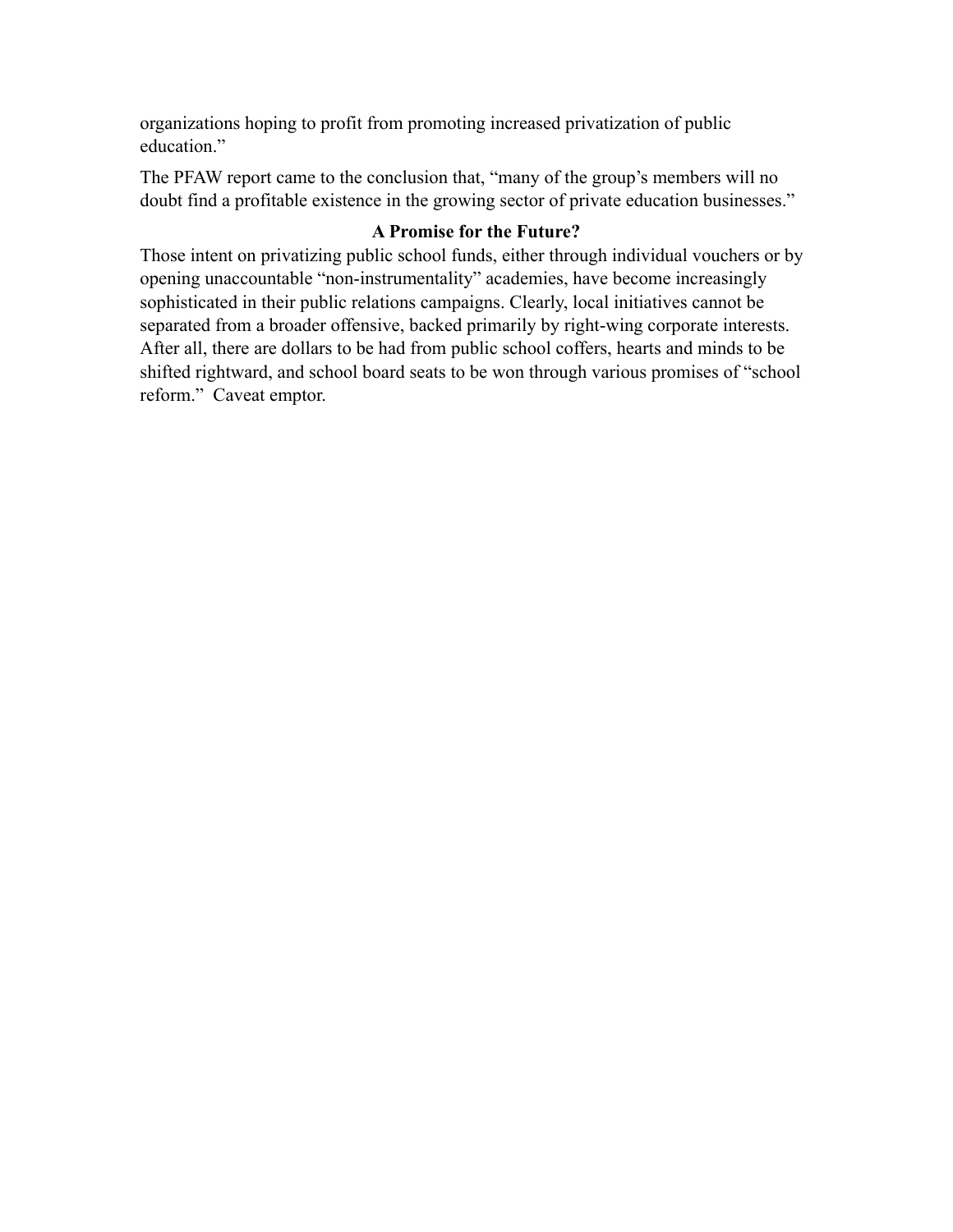organizations hoping to profit from promoting increased privatization of public education."

The PFAW report came to the conclusion that, "many of the group's members will no doubt find a profitable existence in the growing sector of private education businesses."

## A Promise for the Future?

Those intent on privatizing public school funds, either through individual vouchers or by opening unaccountable "non-instrumentality" academies, have become increasingly sophisticated in their public relations campaigns. Clearly, local initiatives cannot be separated from a broader offensive, backed primarily by right-wing corporate interests. After all, there are dollars to be had from public school coffers, hearts and minds to be shifted rightward, and school board seats to be won through various promises of "school reform." Caveat emptor.